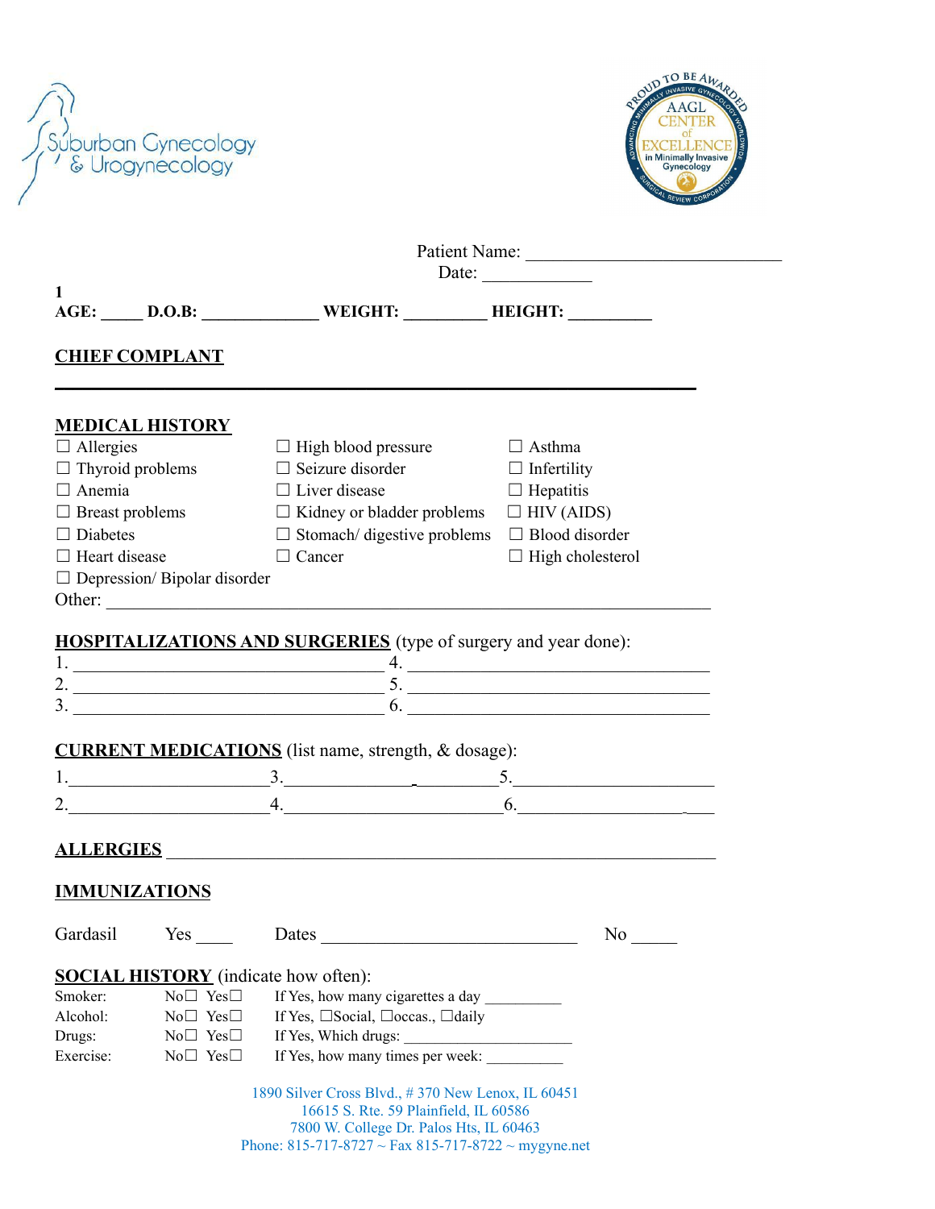Suburban Gynecology & Urogynecology

PROUD TO BE AWARDED AAGL CENTER of EXCELLENCE in Minimally Invasive Gynecology

Patient Name: ____________________________

Date: ____________

1

**AGE:** _____ **D.O.B:** _____________ **WEIGHT:** _________ **HEIGHT:** _________

## CHIEF COMPLANT

________________________________________________________________________

## MEDICAL HISTORY

| | | |
|---|---|---|
| ☐ Allergies | ☐ High blood pressure | ☐ Asthma |
| ☐ Thyroid problems | ☐ Seizure disorder | ☐ Infertility |
| ☐ Anemia | ☐ Liver disease | ☐ Hepatitis |
| ☐ Breast problems | ☐ Kidney or bladder problems | ☐ HIV (AIDS) |
| ☐ Diabetes | ☐ Stomach/ digestive problems | ☐ Blood disorder |
| ☐ Heart disease | ☐ Cancer | ☐ High cholesterol |
| ☐ Depression/ Bipolar disorder | | |

Other: ________________________________________________________________

## HOSPITALIZATIONS AND SURGERIES (type of surgery and year done):

1. ______________________________ 4. ______________________________
2. ______________________________ 5. ______________________________
3. ______________________________ 6. ______________________________

## CURRENT MEDICATIONS (list name, strength, & dosage):

1. ____________________ 3. ____________________ 5. ____________________
2. ____________________ 4. ____________________ 6. ____________________

## ALLERGIES ____________________________________________________________

## IMMUNIZATIONS

Gardasil Yes ____ Dates ___________________________ No _____

## SOCIAL HISTORY (indicate how often):

| | | |
|---|---|---|
| Smoker: | No☐ Yes☐ | If Yes, how many cigarettes a day __________ |
| Alcohol: | No☐ Yes☐ | If Yes, ☐Social, ☐occas., ☐daily |
| Drugs: | No☐ Yes☐ | If Yes, Which drugs: ____________________ |
| Exercise: | No☐ Yes☐ | If Yes, how many times per week: __________ |

1890 Silver Cross Blvd., # 370 New Lenox, IL 60451
16615 S. Rte. 59 Plainfield, IL 60586
7800 W. College Dr. Palos Hts, IL 60463
Phone: 815-717-8727 ~ Fax 815-717-8722 ~ mygyne.net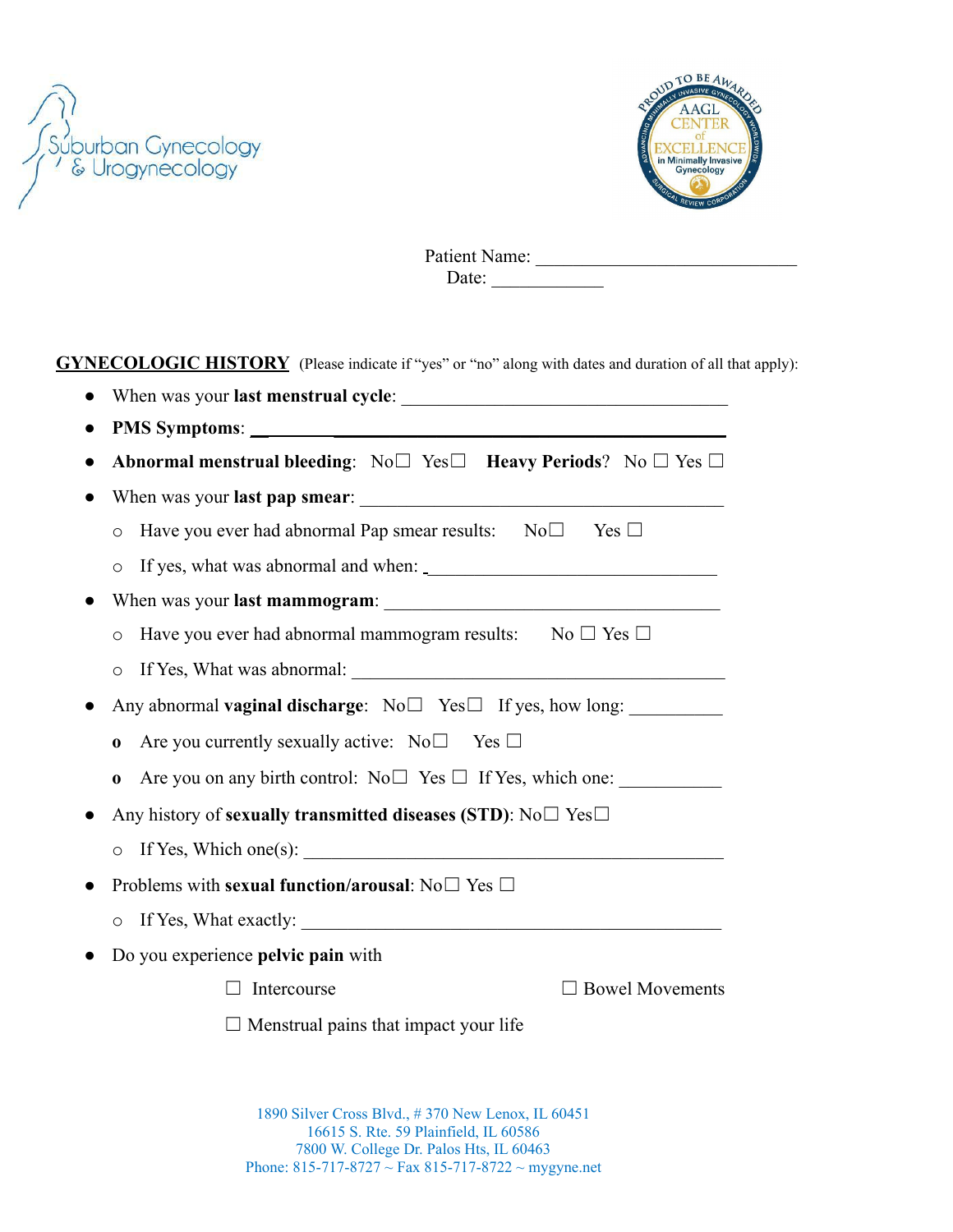Suburban Gynecology & Urogynecology

PROUD TO BE AWARDED AAGL CENTER of EXCELLENCE in Minimally Invasive Gynecology

Patient Name: ____________________________
Date: ____________

**GYNECOLOGIC HISTORY** (Please indicate if "yes" or "no" along with dates and duration of all that apply):

- When was your **last menstrual cycle**: ____________________________________
- **PMS Symptoms**: ____________________________________
- **Abnormal menstrual bleeding**: No☐ Yes☐ **Heavy Periods**? No ☐ Yes ☐
- When was your **last pap smear**: ____________________________________
  - Have you ever had abnormal Pap smear results: No☐ Yes ☐
  - If yes, what was abnormal and when: ______________________________
- When was your **last mammogram**: ____________________________________
  - Have you ever had abnormal mammogram results: No ☐ Yes ☐
  - If Yes, What was abnormal: ____________________________________
- Any abnormal **vaginal discharge**: No☐ Yes☐ If yes, how long: __________
  - Are you currently sexually active: No☐ Yes ☐
  - Are you on any birth control: No☐ Yes ☐ If Yes, which one: __________
- Any history of **sexually transmitted diseases (STD)**: No☐ Yes☐
  - If Yes, Which one(s): ____________________________________
- Problems with **sexual function/arousal**: No☐ Yes ☐
  - If Yes, What exactly: ____________________________________
- Do you experience **pelvic pain** with
  - ☐ Intercourse
  - ☐ Bowel Movements
  - ☐ Menstrual pains that impact your life

1890 Silver Cross Blvd., # 370 New Lenox, IL 60451
16615 S. Rte. 59 Plainfield, IL 60586
7800 W. College Dr. Palos Hts, IL 60463
Phone: 815-717-8727 ~ Fax 815-717-8722 ~ mygyne.net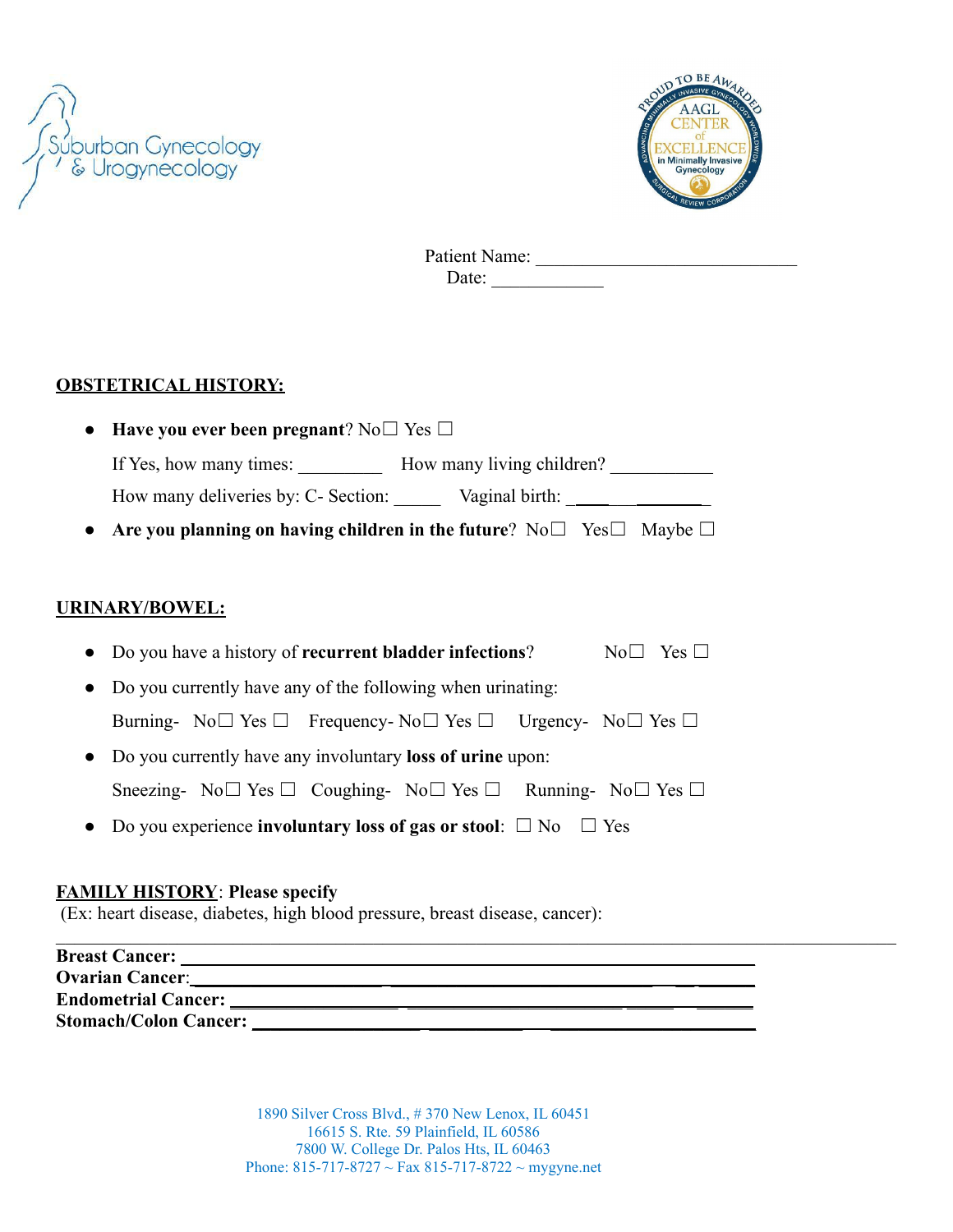Suburban Gynecology & Urogynecology

PROUD TO BE AWARDED AAGL CENTER of EXCELLENCE in Minimally Invasive Gynecology

Patient Name: ____________________________
Date: ____________

**OBSTETRICAL HISTORY:**

- **Have you ever been pregnant**? No☐ Yes ☐

  If Yes, how many times: _________ How many living children? ___________

  How many deliveries by: C- Section: _____ Vaginal birth: _____________

- **Are you planning on having children in the future**? No☐ Yes☐ Maybe ☐

**URINARY/BOWEL:**

- Do you have a history of **recurrent bladder infections**? No☐ Yes ☐
- Do you currently have any of the following when urinating:

  Burning- No☐ Yes ☐ Frequency- No☐ Yes ☐ Urgency- No☐ Yes ☐

- Do you currently have any involuntary **loss of urine** upon:

  Sneezing- No☐ Yes ☐ Coughing- No☐ Yes ☐ Running- No☐ Yes ☐

- Do you experience **involuntary loss of gas or stool**: ☐ No ☐ Yes

**FAMILY HISTORY**: **Please specify**
(Ex: heart disease, diabetes, high blood pressure, breast disease, cancer):

________________________________________________________________

**Breast Cancer:** ________________________________________________
**Ovarian Cancer**:________________________________________________
**Endometrial Cancer:** ____________________________________________
**Stomach/Colon Cancer:** __________________________________________

1890 Silver Cross Blvd., # 370 New Lenox, IL 60451
16615 S. Rte. 59 Plainfield, IL 60586
7800 W. College Dr. Palos Hts, IL 60463
Phone: 815-717-8727 ~ Fax 815-717-8722 ~ mygyne.net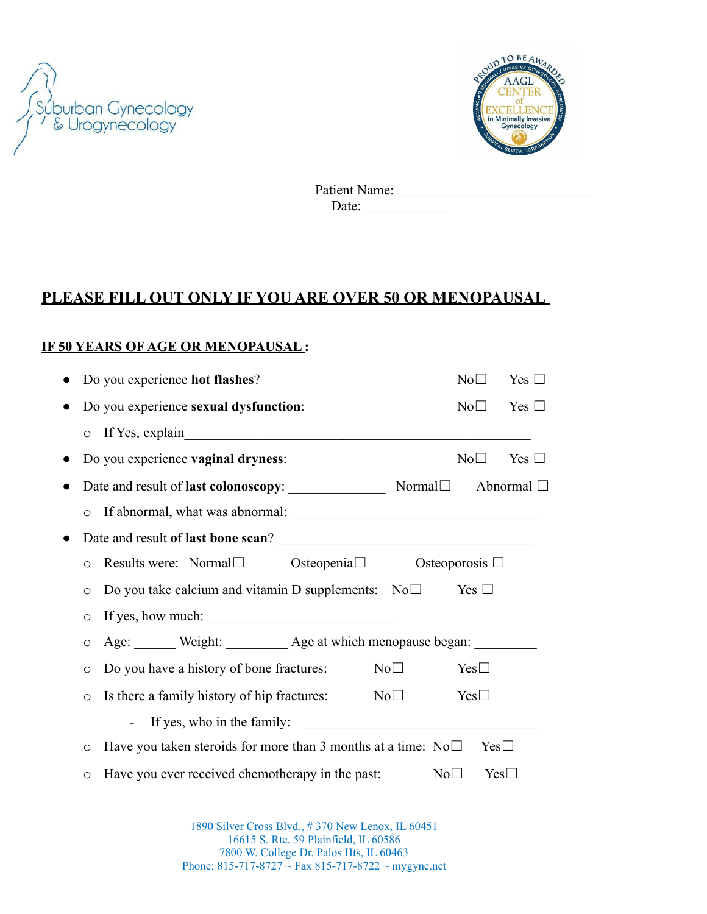Suburban Gynecology & Urogynecology

PROUD TO BE AWARDED AAGL CENTER of EXCELLENCE in Minimally Invasive Gynecology

Patient Name: ____________________________
Date: ____________

**PLEASE FILL OUT ONLY IF YOU ARE OVER 50 OR MENOPAUSAL**

**IF 50 YEARS OF AGE OR MENOPAUSAL:**

- Do you experience **hot flashes**? No☐ Yes ☐
- Do you experience **sexual dysfunction**: No☐ Yes ☐
  - If Yes, explain_______________________________________________
- Do you experience **vaginal dryness**: No☐ Yes ☐
- Date and result of **last colonoscopy**: _____________ Normal☐ Abnormal ☐
  - If abnormal, what was abnormal: ___________________________________
- Date and result **of last bone scan**? ___________________________________
  - Results were: Normal☐ Osteopenia☐ Osteoporosis ☐
  - Do you take calcium and vitamin D supplements: No☐ Yes ☐
  - If yes, how much: ___________________________
  - Age: ______ Weight: _________ Age at which menopause began: _________
  - Do you have a history of bone fractures: No☐ Yes☐
  - Is there a family history of hip fractures: No☐ Yes☐
    - If yes, who in the family: ______________________________
  - Have you taken steroids for more than 3 months at a time: No☐ Yes☐
  - Have you ever received chemotherapy in the past: No☐ Yes☐

1890 Silver Cross Blvd., # 370 New Lenox, IL 60451
16615 S. Rte. 59 Plainfield, IL 60586
7800 W. College Dr. Palos Hts, IL 60463
Phone: 815-717-8727 ~ Fax 815-717-8722 ~ mygyne.net